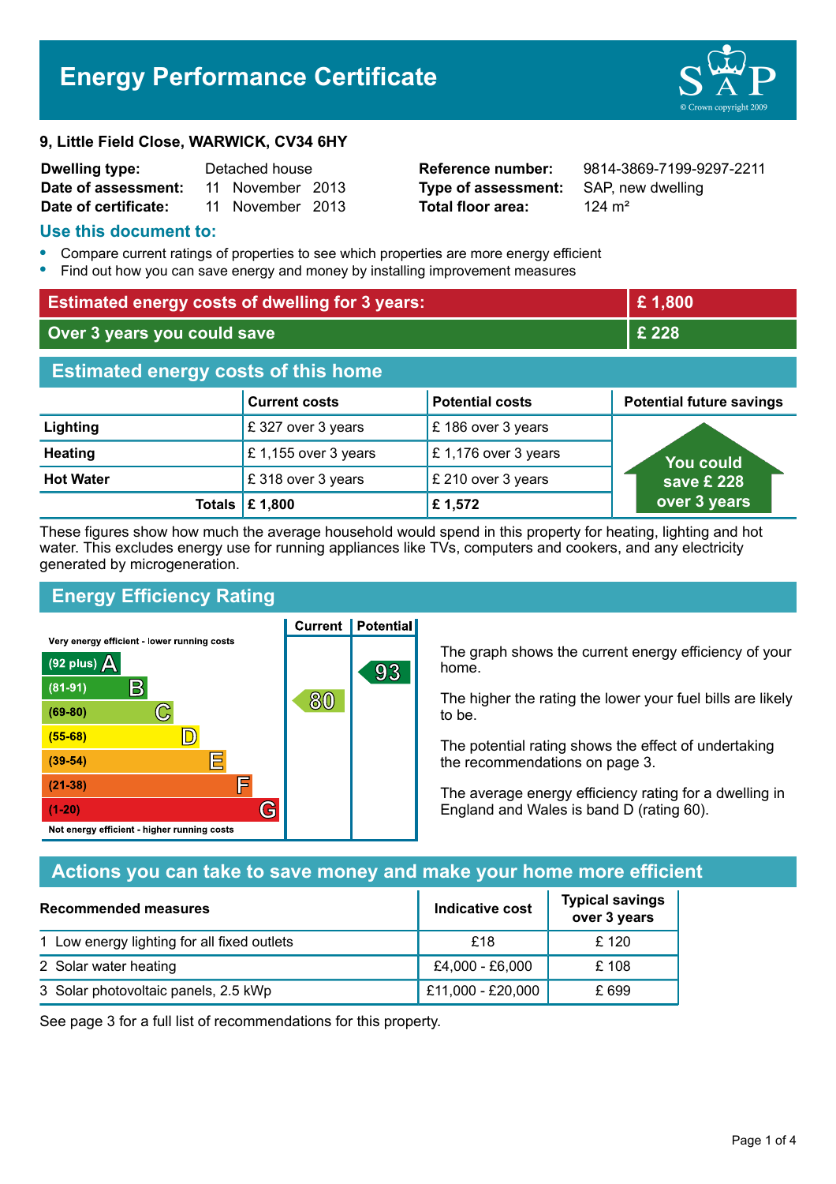# Energy Performance Certificate

**9, Little Field Close, WARWICK, CV34 6HY**

| | | | |
|---|---|---|---|
| **Dwelling type:** | Detached house | **Reference number:** | 9814-3869-7199-9297-2211 |
| **Date of assessment:** | 11 November 2013 | **Type of assessment:** | SAP, new dwelling |
| **Date of certificate:** | 11 November 2013 | **Total floor area:** | 124 m² |

## Use this document to:

- Compare current ratings of properties to see which properties are more energy efficient
- Find out how you can save energy and money by installing improvement measures

| | |
|---|---|
| **Estimated energy costs of dwelling for 3 years:** | **£ 1,800** |
| **Over 3 years you could save** | **£ 228** |

## Estimated energy costs of this home

| | Current costs | Potential costs | Potential future savings |
|---|---|---|---|
| **Lighting** | £ 327 over 3 years | £ 186 over 3 years | You could save £ 228 over 3 years |
| **Heating** | £ 1,155 over 3 years | £ 1,176 over 3 years | |
| **Hot Water** | £ 318 over 3 years | £ 210 over 3 years | |
| **Totals** | **£ 1,800** | **£ 1,572** | |

These figures show how much the average household would spend in this property for heating, lighting and hot water. This excludes energy use for running appliances like TVs, computers and cookers, and any electricity generated by microgeneration.

## Energy Efficiency Rating

| Rating band | Current | Potential |
|---|---|---|
| Very energy efficient - lower running costs | | |
| (92 plus) A | | 93 |
| (81-91) B | | |
| (69-80) C | 80 | |
| (55-68) D | | |
| (39-54) E | | |
| (21-38) F | | |
| (1-20) G | | |
| Not energy efficient - higher running costs | | |

The graph shows the current energy efficiency of your home.

The higher the rating the lower your fuel bills are likely to be.

The potential rating shows the effect of undertaking the recommendations on page 3.

The average energy efficiency rating for a dwelling in England and Wales is band D (rating 60).

## Actions you can take to save money and make your home more efficient

| Recommended measures | Indicative cost | Typical savings over 3 years |
|---|---|---|
| 1 Low energy lighting for all fixed outlets | £18 | £ 120 |
| 2 Solar water heating | £4,000 - £6,000 | £ 108 |
| 3 Solar photovoltaic panels, 2.5 kWp | £11,000 - £20,000 | £ 699 |

See page 3 for a full list of recommendations for this property.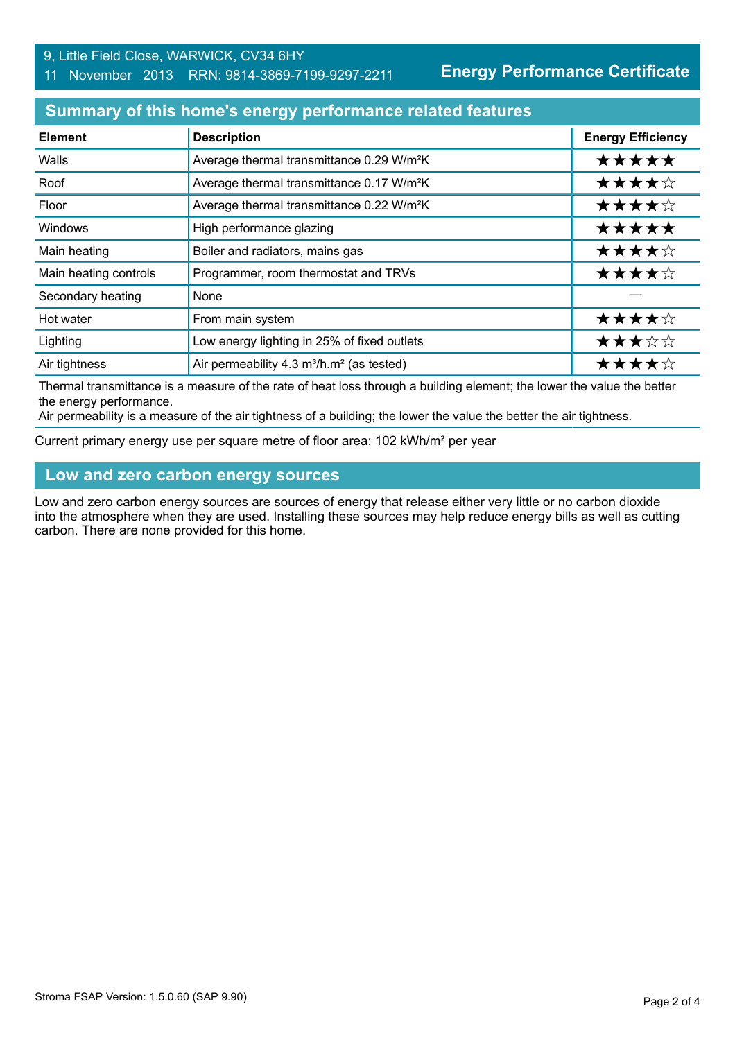9, Little Field Close, WARWICK, CV34 6HY
11 November 2013 RRN: 9814-3869-7199-9297-2211

**Energy Performance Certificate**

## Summary of this home's energy performance related features

| Element | Description | Energy Efficiency |
|---|---|---|
| Walls | Average thermal transmittance 0.29 W/m²K | ★★★★★ |
| Roof | Average thermal transmittance 0.17 W/m²K | ★★★★☆ |
| Floor | Average thermal transmittance 0.22 W/m²K | ★★★★☆ |
| Windows | High performance glazing | ★★★★★ |
| Main heating | Boiler and radiators, mains gas | ★★★★☆ |
| Main heating controls | Programmer, room thermostat and TRVs | ★★★★☆ |
| Secondary heating | None | — |
| Hot water | From main system | ★★★★☆ |
| Lighting | Low energy lighting in 25% of fixed outlets | ★★★☆☆ |
| Air tightness | Air permeability 4.3 m³/h.m² (as tested) | ★★★★☆ |

Thermal transmittance is a measure of the rate of heat loss through a building element; the lower the value the better the energy performance.
Air permeability is a measure of the air tightness of a building; the lower the value the better the air tightness.

Current primary energy use per square metre of floor area: 102 kWh/m² per year

## Low and zero carbon energy sources

Low and zero carbon energy sources are sources of energy that release either very little or no carbon dioxide into the atmosphere when they are used. Installing these sources may help reduce energy bills as well as cutting carbon. There are none provided for this home.

Stroma FSAP Version: 1.5.0.60 (SAP 9.90)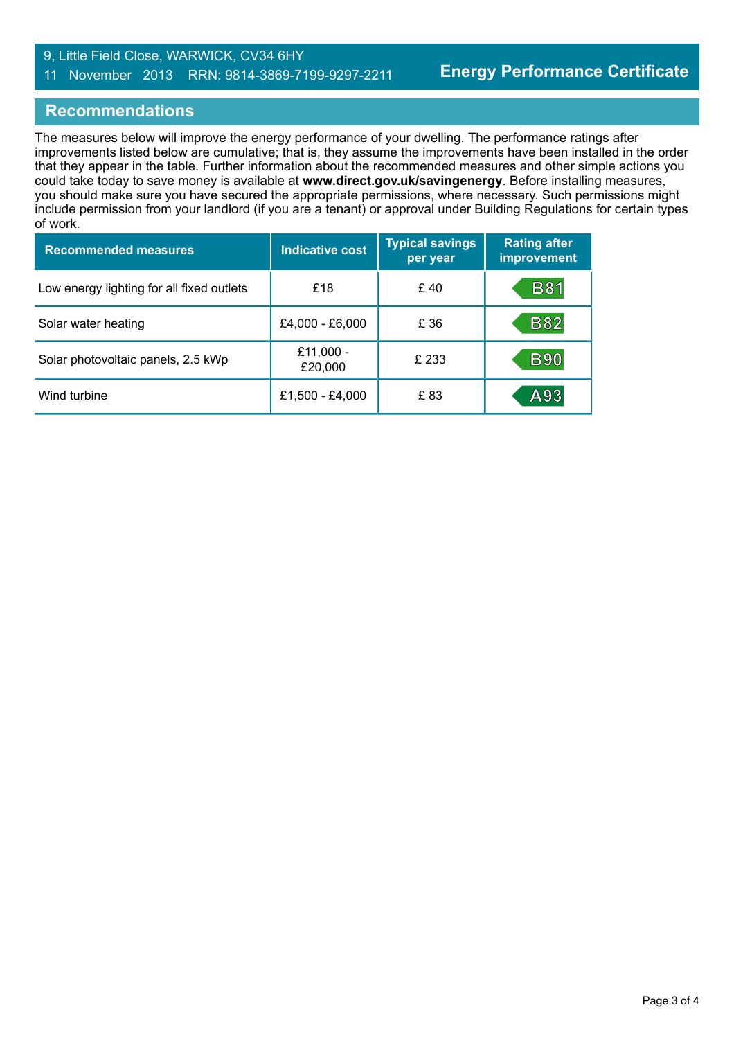## Recommendations

The measures below will improve the energy performance of your dwelling. The performance ratings after improvements listed below are cumulative; that is, they assume the improvements have been installed in the order that they appear in the table. Further information about the recommended measures and other simple actions you could take today to save money is available at **www.direct.gov.uk/savingenergy**. Before installing measures, you should make sure you have secured the appropriate permissions, where necessary. Such permissions might include permission from your landlord (if you are a tenant) or approval under Building Regulations for certain types of work.

| Recommended measures | Indicative cost | Typical savings per year | Rating after improvement |
|---|---|---|---|
| Low energy lighting for all fixed outlets | £18 | £ 40 | B81 |
| Solar water heating | £4,000 - £6,000 | £ 36 | B82 |
| Solar photovoltaic panels, 2.5 kWp | £11,000 - £20,000 | £ 233 | B90 |
| Wind turbine | £1,500 - £4,000 | £ 83 | A93 |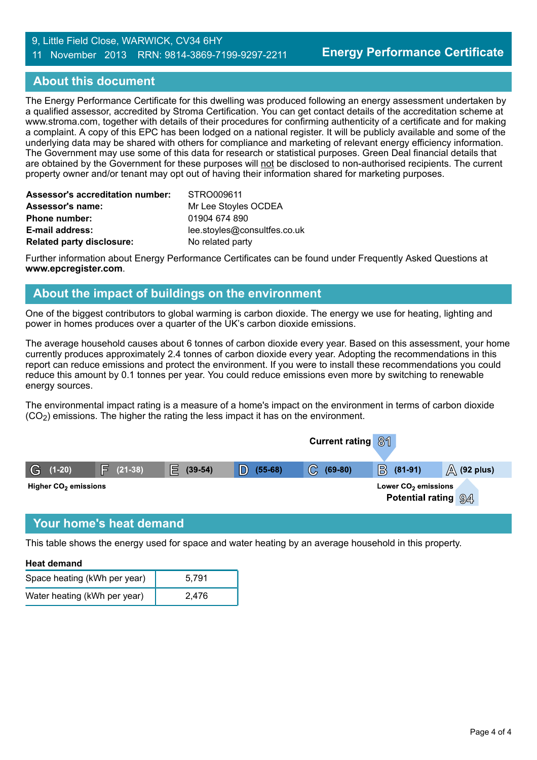9, Little Field Close, WARWICK, CV34 6HY
11 November 2013 RRN: 9814-3869-7199-9297-2211

**Energy Performance Certificate**

## About this document

The Energy Performance Certificate for this dwelling was produced following an energy assessment undertaken by a qualified assessor, accredited by Stroma Certification. You can get contact details of the accreditation scheme at www.stroma.com, together with details of their procedures for confirming authenticity of a certificate and for making a complaint. A copy of this EPC has been lodged on a national register. It will be publicly available and some of the underlying data may be shared with others for compliance and marketing of relevant energy efficiency information. The Government may use some of this data for research or statistical purposes. Green Deal financial details that are obtained by the Government for these purposes will not be disclosed to non-authorised recipients. The current property owner and/or tenant may opt out of having their information shared for marketing purposes.

| | |
|---|---|
| **Assessor's accreditation number:** | STRO009611 |
| **Assessor's name:** | Mr Lee Stoyles OCDEA |
| **Phone number:** | 01904 674 890 |
| **E-mail address:** | lee.stoyles@consultfes.co.uk |
| **Related party disclosure:** | No related party |

Further information about Energy Performance Certificates can be found under Frequently Asked Questions at **www.epcregister.com**.

## About the impact of buildings on the environment

One of the biggest contributors to global warming is carbon dioxide. The energy we use for heating, lighting and power in homes produces over a quarter of the UK's carbon dioxide emissions.

The average household causes about 6 tonnes of carbon dioxide every year. Based on this assessment, your home currently produces approximately 2.4 tonnes of carbon dioxide every year. Adopting the recommendations in this report can reduce emissions and protect the environment. If you were to install these recommendations you could reduce this amount by 0.1 tonnes per year. You could reduce emissions even more by switching to renewable energy sources.

The environmental impact rating is a measure of a home's impact on the environment in terms of carbon dioxide ($CO_2$) emissions. The higher the rating the less impact it has on the environment.

Current rating 81

G (1-20) F (21-38) E (39-54) D (55-68) C (69-80) B (81-91) A (92 plus)

Higher $CO_2$ emissions

Lower $CO_2$ emissions

Potential rating 94

## Your home's heat demand

This table shows the energy used for space and water heating by an average household in this property.

**Heat demand**

| | |
|---|---|
| Space heating (kWh per year) | 5,791 |
| Water heating (kWh per year) | 2,476 |